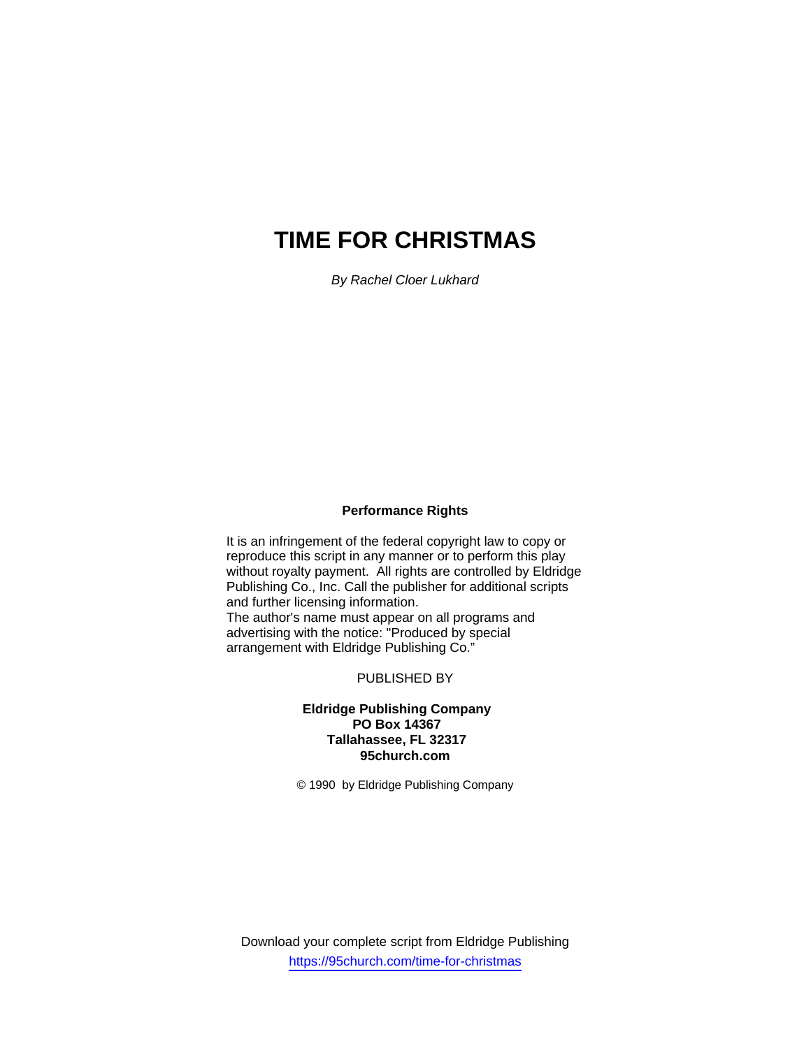# TIME FOR CHRISTMAS

*By Rachel Cloer Lukhard*

**Performance Rights**

It is an infringement of the federal copyright law to copy or reproduce this script in any manner or to perform this play without royalty payment. All rights are controlled by Eldridge Publishing Co., Inc. Call the publisher for additional scripts and further licensing information.
The author's name must appear on all programs and advertising with the notice: "Produced by special arrangement with Eldridge Publishing Co."

PUBLISHED BY

**Eldridge Publishing Company**
**PO Box 14367**
**Tallahassee, FL 32317**
**95church.com**

© 1990 by Eldridge Publishing Company

Download your complete script from Eldridge Publishing
https://95church.com/time-for-christmas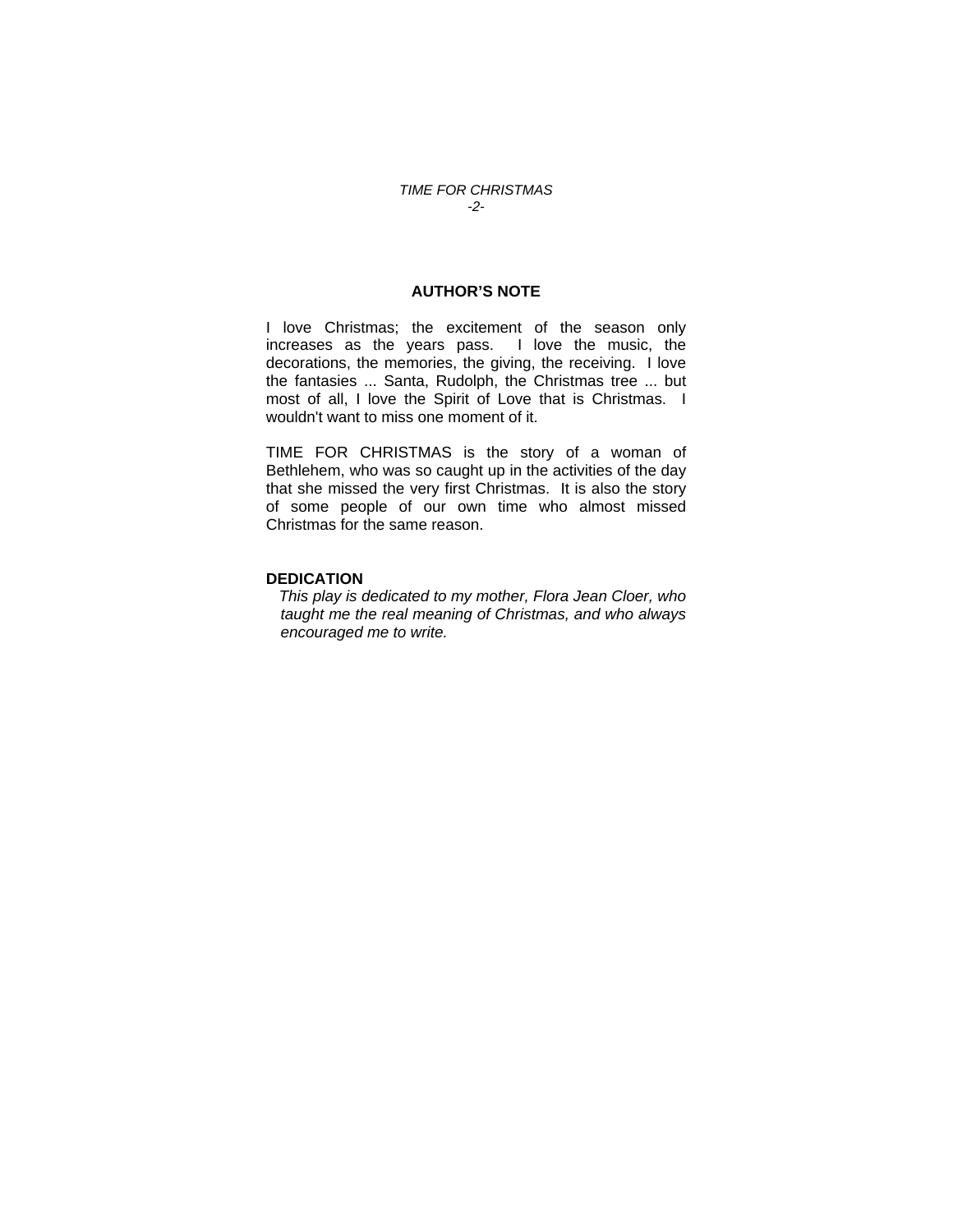## AUTHOR'S NOTE

I love Christmas; the excitement of the season only increases as the years pass. I love the music, the decorations, the memories, the giving, the receiving. I love the fantasies ... Santa, Rudolph, the Christmas tree ... but most of all, I love the Spirit of Love that is Christmas. I wouldn't want to miss one moment of it.

TIME FOR CHRISTMAS is the story of a woman of Bethlehem, who was so caught up in the activities of the day that she missed the very first Christmas. It is also the story of some people of our own time who almost missed Christmas for the same reason.

**DEDICATION**

*This play is dedicated to my mother, Flora Jean Cloer, who taught me the real meaning of Christmas, and who always encouraged me to write.*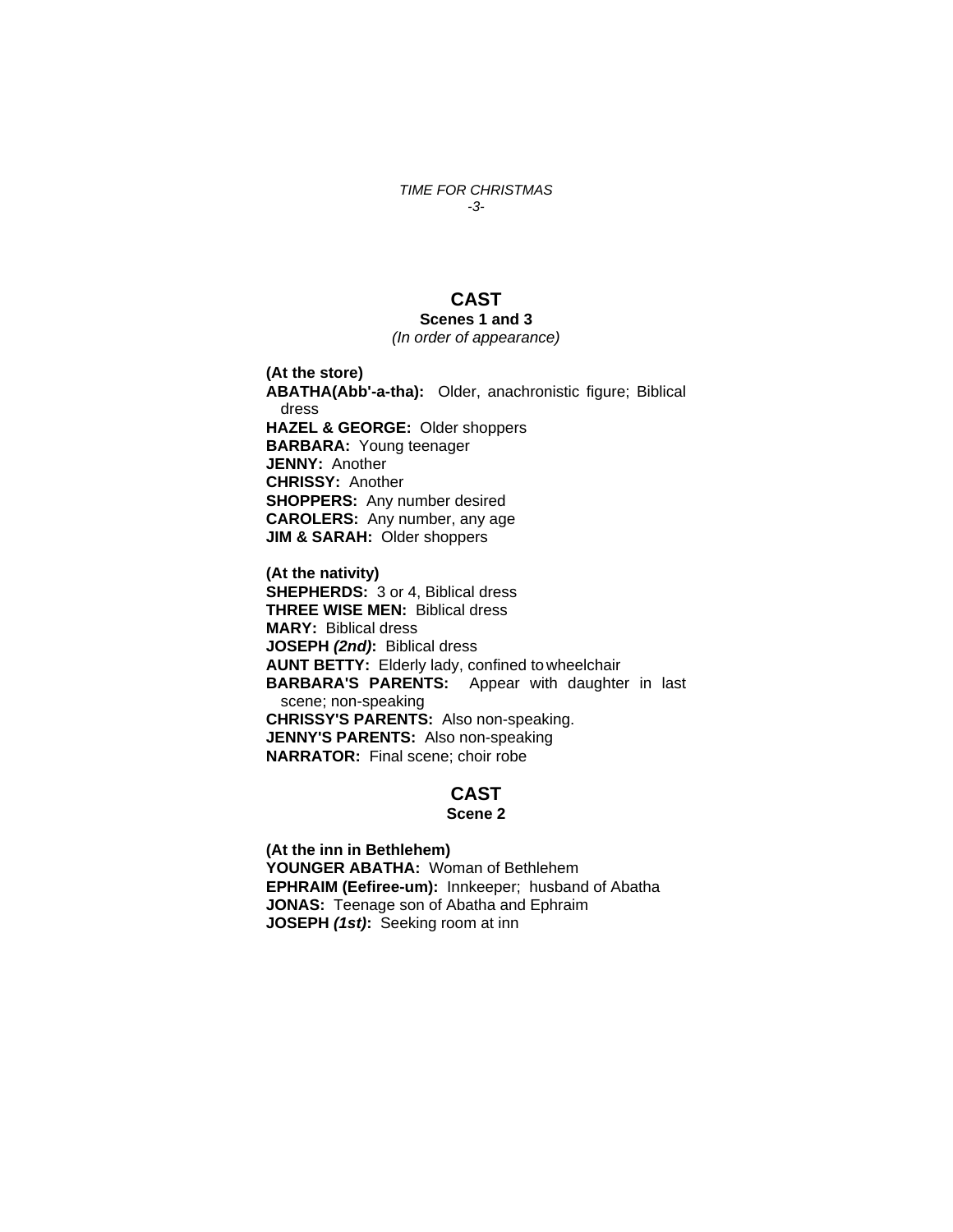# CAST

### Scenes 1 and 3

*(In order of appearance)*

**(At the store)**

**ABATHA(Abb'-a-tha):** Older, anachronistic figure; Biblical dress

**HAZEL & GEORGE:** Older shoppers

**BARBARA:** Young teenager

**JENNY:** Another

**CHRISSY:** Another

**SHOPPERS:** Any number desired

**CAROLERS:** Any number, any age

**JIM & SARAH:** Older shoppers

**(At the nativity)**

**SHEPHERDS:** 3 or 4, Biblical dress

**THREE WISE MEN:** Biblical dress

**MARY:** Biblical dress

**JOSEPH *(2nd)*:** Biblical dress

**AUNT BETTY:** Elderly lady, confined to wheelchair

**BARBARA'S PARENTS:** Appear with daughter in last scene; non-speaking

**CHRISSY'S PARENTS:** Also non-speaking.

**JENNY'S PARENTS:** Also non-speaking

**NARRATOR:** Final scene; choir robe

# CAST

### Scene 2

**(At the inn in Bethlehem)**

**YOUNGER ABATHA:** Woman of Bethlehem

**EPHRAIM (Eefiree-um):** Innkeeper; husband of Abatha

**JONAS:** Teenage son of Abatha and Ephraim

**JOSEPH *(1st)*:** Seeking room at inn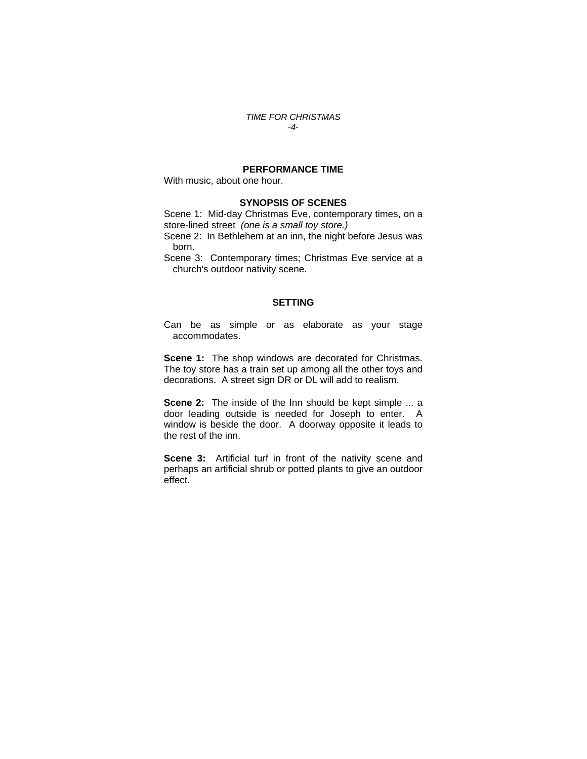**PERFORMANCE TIME**

With music, about one hour.

**SYNOPSIS OF SCENES**

Scene 1: Mid-day Christmas Eve, contemporary times, on a store-lined street *(one is a small toy store.)*

Scene 2: In Bethlehem at an inn, the night before Jesus was born.

Scene 3: Contemporary times; Christmas Eve service at a church's outdoor nativity scene.

**SETTING**

Can be as simple or as elaborate as your stage accommodates.

**Scene 1:** The shop windows are decorated for Christmas. The toy store has a train set up among all the other toys and decorations. A street sign DR or DL will add to realism.

**Scene 2:** The inside of the Inn should be kept simple ... a door leading outside is needed for Joseph to enter. A window is beside the door. A doorway opposite it leads to the rest of the inn.

**Scene 3:** Artificial turf in front of the nativity scene and perhaps an artificial shrub or potted plants to give an outdoor effect.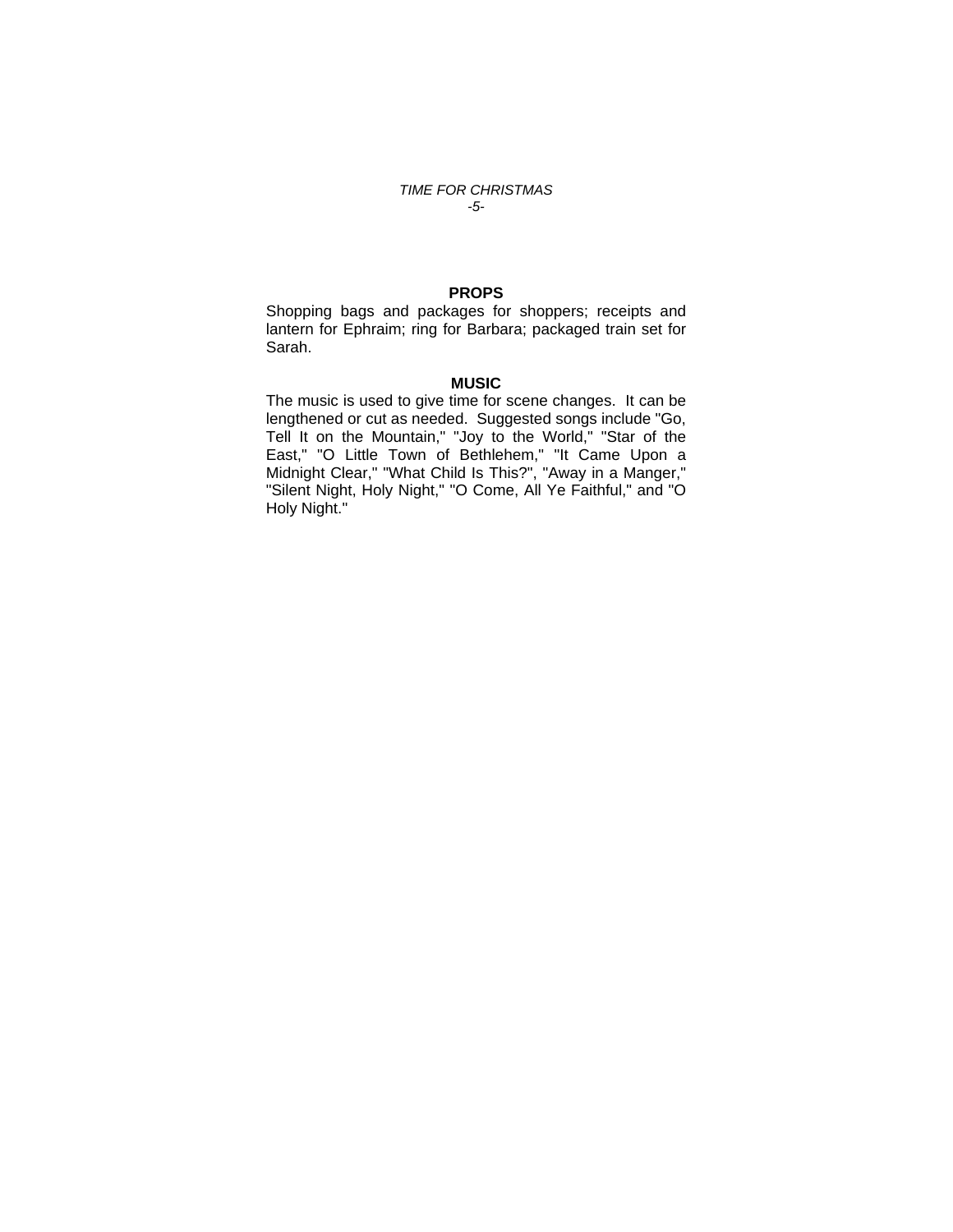## PROPS

Shopping bags and packages for shoppers; receipts and lantern for Ephraim; ring for Barbara; packaged train set for Sarah.

## MUSIC

The music is used to give time for scene changes. It can be lengthened or cut as needed. Suggested songs include "Go, Tell It on the Mountain," "Joy to the World," "Star of the East," "O Little Town of Bethlehem," "It Came Upon a Midnight Clear," "What Child Is This?", "Away in a Manger," "Silent Night, Holy Night," "O Come, All Ye Faithful," and "O Holy Night."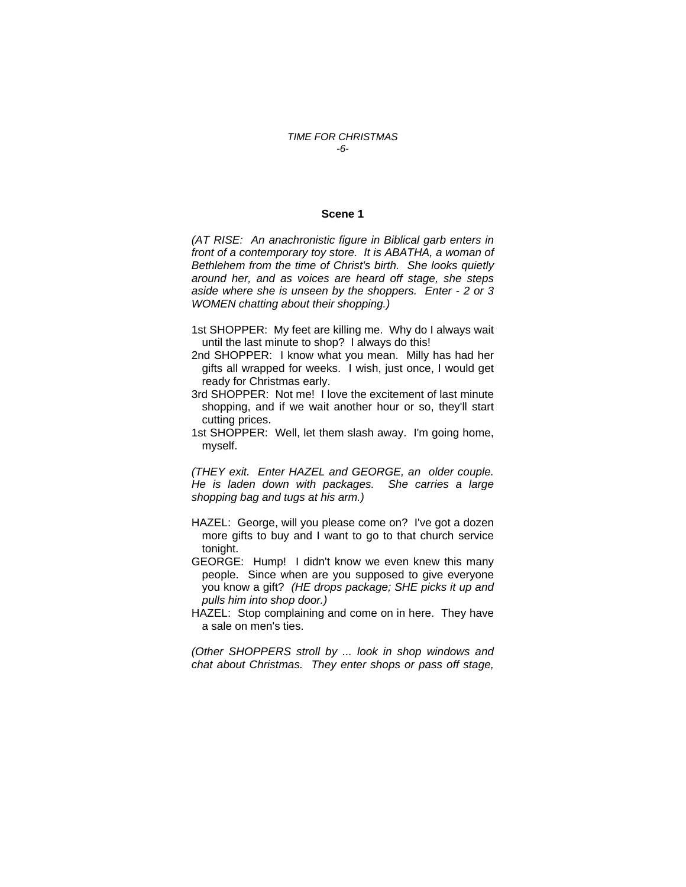## Scene 1

*(AT RISE: An anachronistic figure in Biblical garb enters in front of a contemporary toy store. It is ABATHA, a woman of Bethlehem from the time of Christ's birth. She looks quietly around her, and as voices are heard off stage, she steps aside where she is unseen by the shoppers. Enter - 2 or 3 WOMEN chatting about their shopping.)*

1st SHOPPER: My feet are killing me. Why do I always wait until the last minute to shop? I always do this!

2nd SHOPPER: I know what you mean. Milly has had her gifts all wrapped for weeks. I wish, just once, I would get ready for Christmas early.

3rd SHOPPER: Not me! I love the excitement of last minute shopping, and if we wait another hour or so, they'll start cutting prices.

1st SHOPPER: Well, let them slash away. I'm going home, myself.

*(THEY exit. Enter HAZEL and GEORGE, an older couple. He is laden down with packages. She carries a large shopping bag and tugs at his arm.)*

HAZEL: George, will you please come on? I've got a dozen more gifts to buy and I want to go to that church service tonight.

GEORGE: Hump! I didn't know we even knew this many people. Since when are you supposed to give everyone you know a gift? *(HE drops package; SHE picks it up and pulls him into shop door.)*

HAZEL: Stop complaining and come on in here. They have a sale on men's ties.

*(Other SHOPPERS stroll by ... look in shop windows and chat about Christmas. They enter shops or pass off stage,*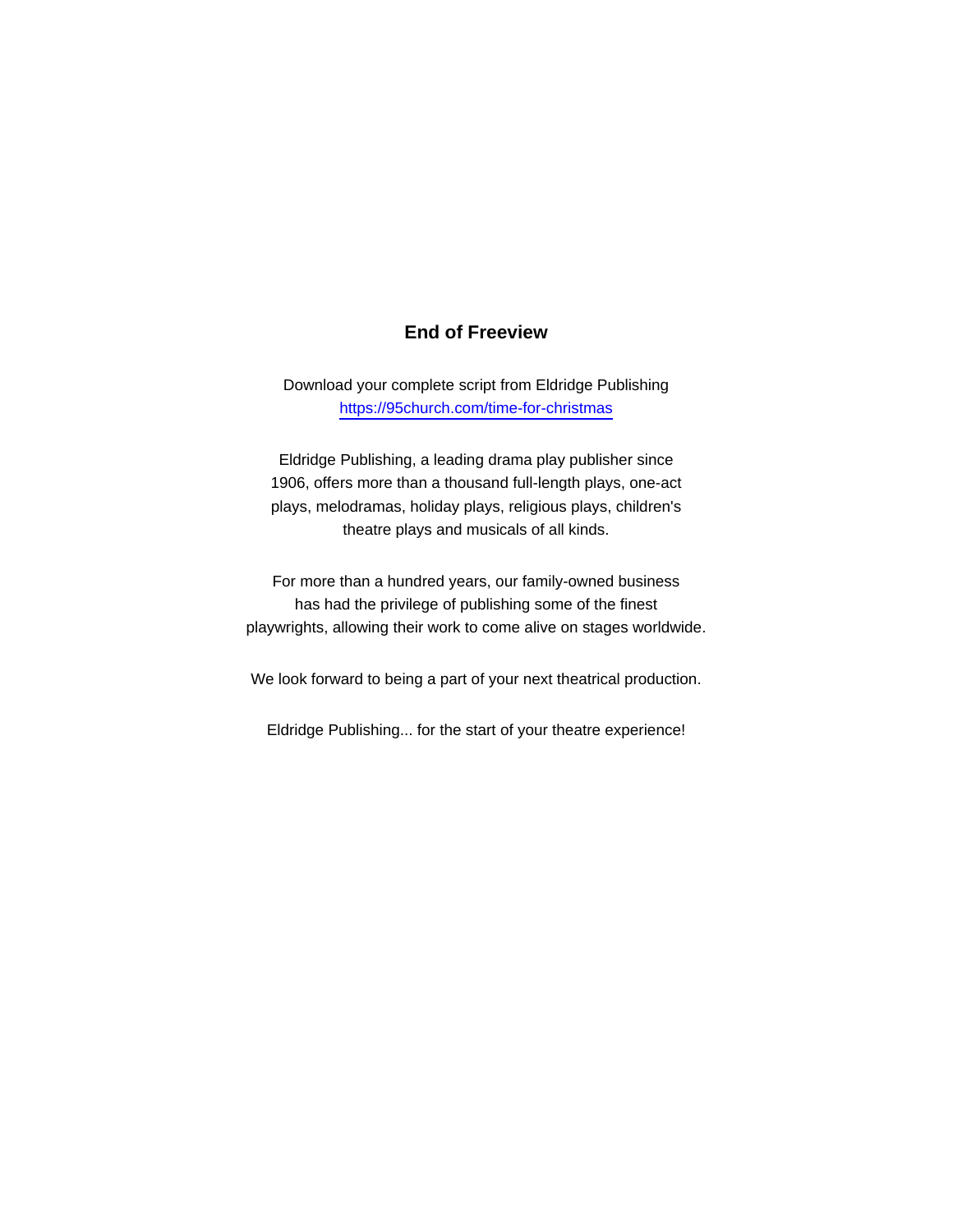## End of Freeview

Download your complete script from Eldridge Publishing
[https://95church.com/time-for-christmas](https://95church.com/time-for-christmas)

Eldridge Publishing, a leading drama play publisher since 1906, offers more than a thousand full-length plays, one-act plays, melodramas, holiday plays, religious plays, children's theatre plays and musicals of all kinds.

For more than a hundred years, our family-owned business has had the privilege of publishing some of the finest playwrights, allowing their work to come alive on stages worldwide.

We look forward to being a part of your next theatrical production.

Eldridge Publishing... for the start of your theatre experience!